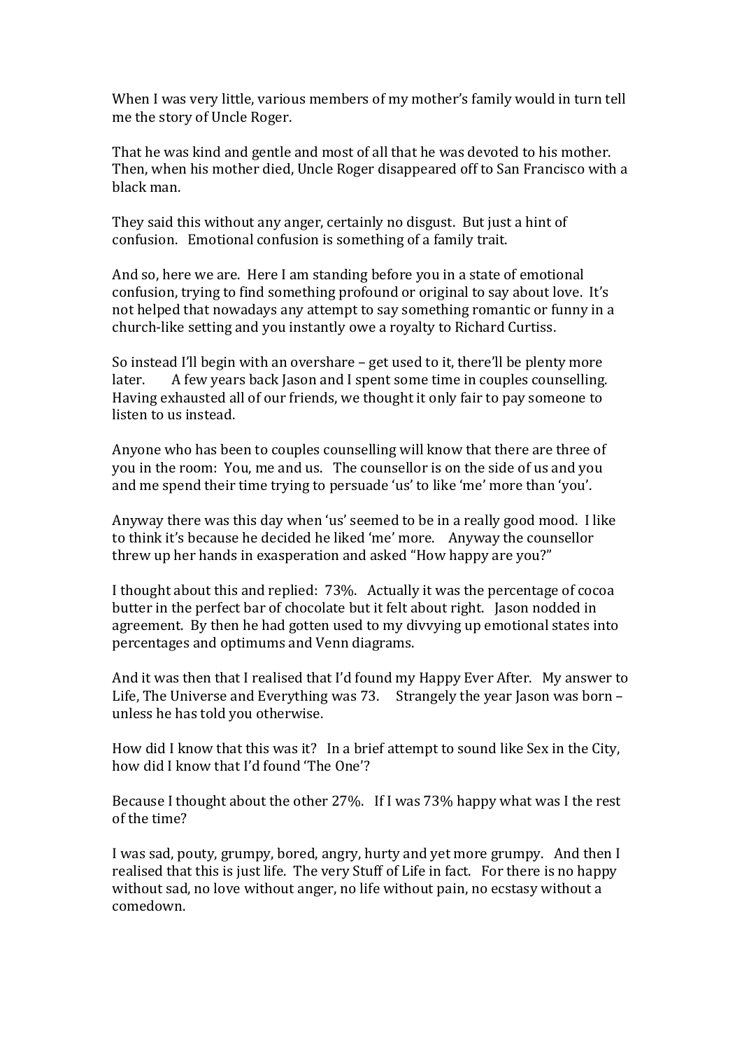When I was very little, various members of my mother's family would in turn tell me the story of Uncle Roger.

That he was kind and gentle and most of all that he was devoted to his mother. Then, when his mother died, Uncle Roger disappeared off to San Francisco with a black man.

They said this without any anger, certainly no disgust. But just a hint of confusion. Emotional confusion is something of a family trait.

And so, here we are. Here I am standing before you in a state of emotional confusion, trying to find something profound or original to say about love. It's not helped that nowadays any attempt to say something romantic or funny in a church-like setting and you instantly owe a royalty to Richard Curtiss.

So instead I'll begin with an overshare – get used to it, there'll be plenty more later. A few years back Jason and I spent some time in couples counselling. Having exhausted all of our friends, we thought it only fair to pay someone to listen to us instead.

Anyone who has been to couples counselling will know that there are three of you in the room: You, me and us. The counsellor is on the side of us and you and me spend their time trying to persuade 'us' to like 'me' more than 'you'.

Anyway there was this day when 'us' seemed to be in a really good mood. I like to think it's because he decided he liked 'me' more. Anyway the counsellor threw up her hands in exasperation and asked "How happy are you?"

I thought about this and replied: 73%. Actually it was the percentage of cocoa butter in the perfect bar of chocolate but it felt about right. Jason nodded in agreement. By then he had gotten used to my divvying up emotional states into percentages and optimums and Venn diagrams.

And it was then that I realised that I'd found my Happy Ever After. My answer to Life, The Universe and Everything was 73. Strangely the year Jason was born – unless he has told you otherwise.

How did I know that this was it? In a brief attempt to sound like Sex in the City, how did I know that I'd found 'The One'?

Because I thought about the other 27%. If I was 73% happy what was I the rest of the time?

I was sad, pouty, grumpy, bored, angry, hurty and yet more grumpy. And then I realised that this is just life. The very Stuff of Life in fact. For there is no happy without sad, no love without anger, no life without pain, no ecstasy without a comedown.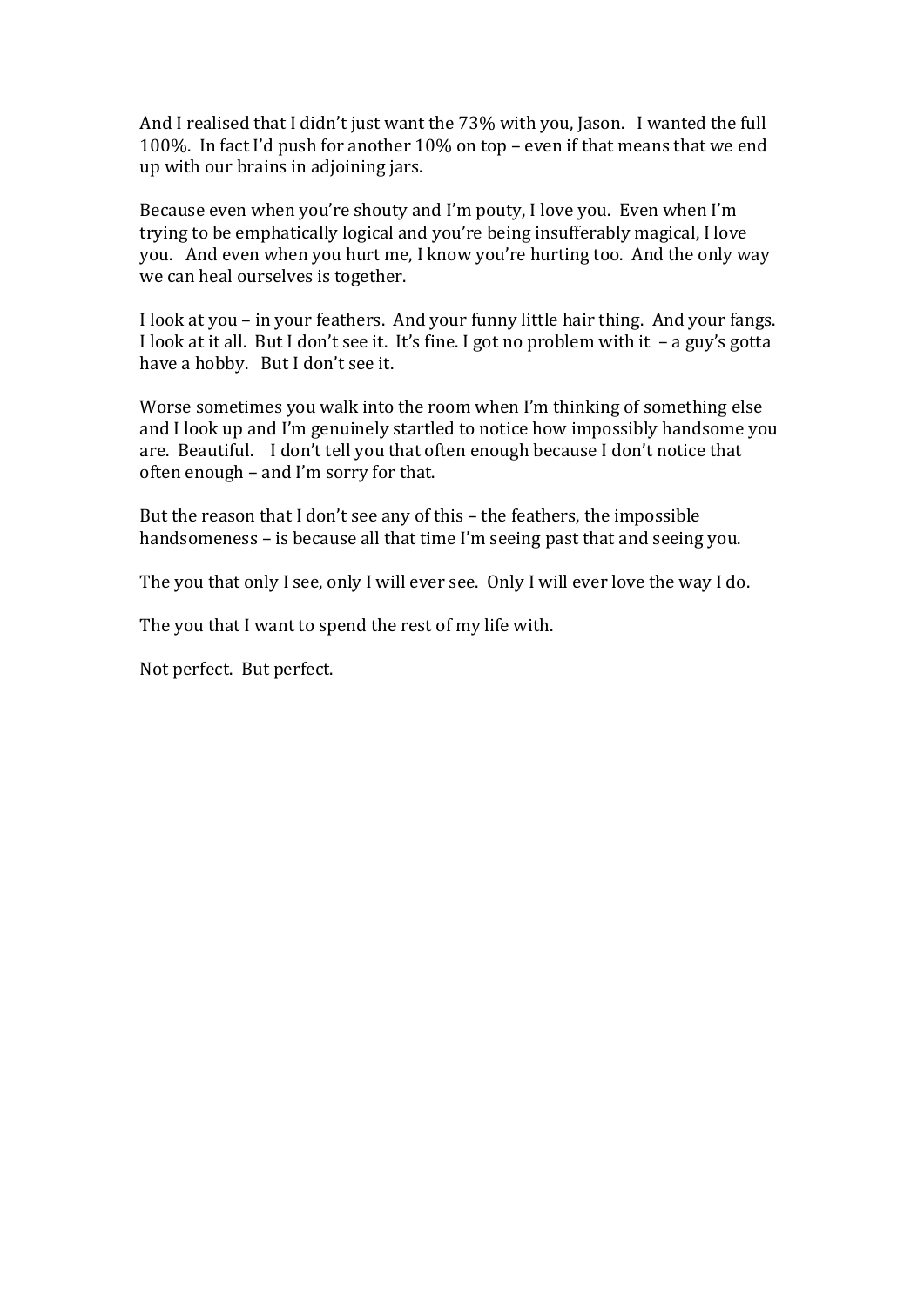And I realised that I didn't just want the 73% with you, Jason. I wanted the full 100%. In fact I'd push for another 10% on top – even if that means that we end up with our brains in adjoining jars.

Because even when you're shouty and I'm pouty, I love you. Even when I'm trying to be emphatically logical and you're being insufferably magical, I love you. And even when you hurt me, I know you're hurting too. And the only way we can heal ourselves is together.

I look at you – in your feathers. And your funny little hair thing. And your fangs. I look at it all. But I don't see it. It's fine. I got no problem with it – a guy's gotta have a hobby. But I don't see it.

Worse sometimes you walk into the room when I'm thinking of something else and I look up and I'm genuinely startled to notice how impossibly handsome you are. Beautiful. I don't tell you that often enough because I don't notice that often enough – and I'm sorry for that.

But the reason that I don't see any of this – the feathers, the impossible handsomeness – is because all that time I'm seeing past that and seeing you.

The you that only I see, only I will ever see. Only I will ever love the way I do.

The you that I want to spend the rest of my life with.

Not perfect. But perfect.